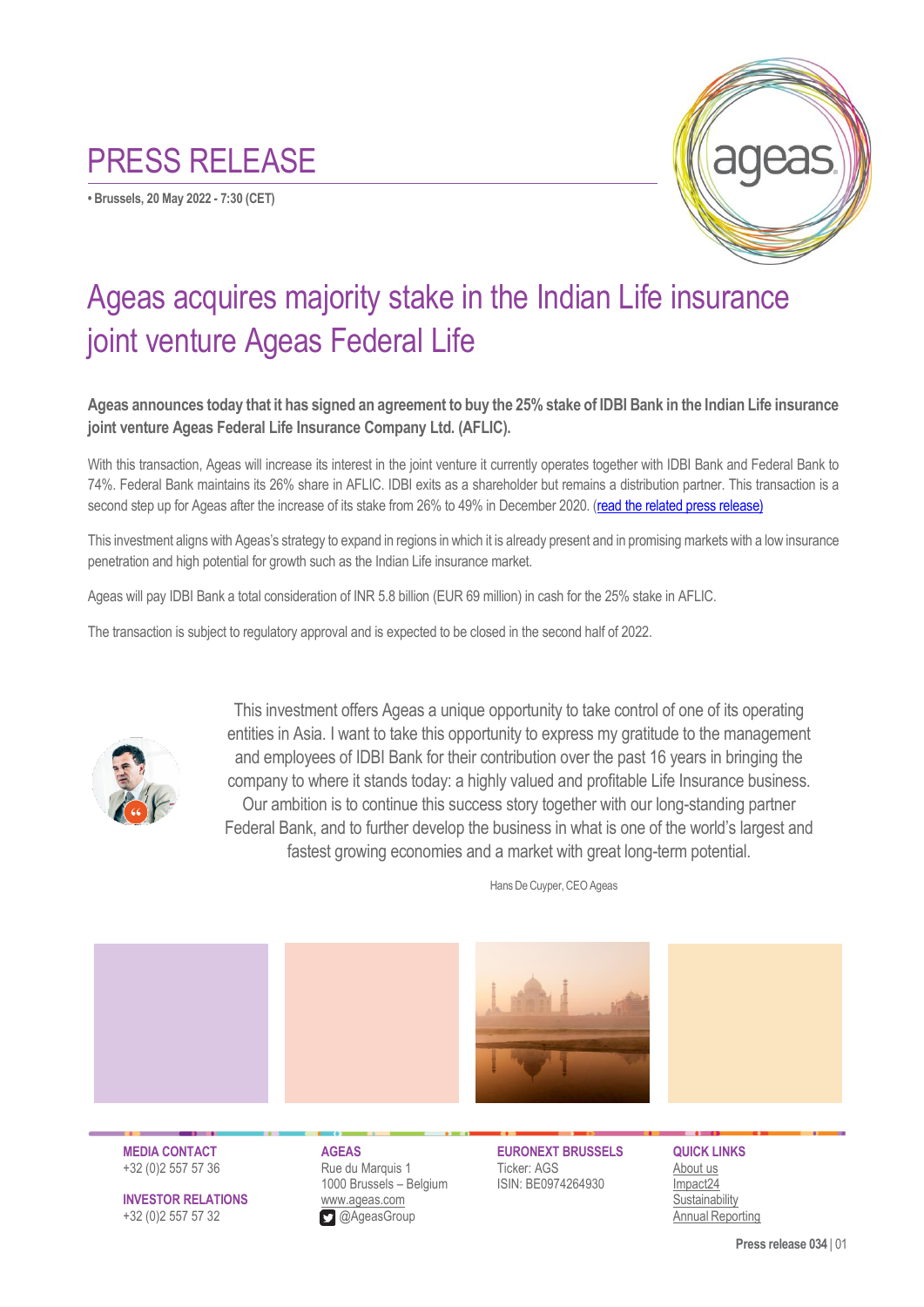# PRESS RELEASE

**• Brussels, 20 May 2022 - 7:30 (CET)**

# Ageas acquires majority stake in the Indian Life insurance joint venture Ageas Federal Life

**Ageas announces today that it has signed an agreement to buy the 25% stake of IDBI Bank in the Indian Life insurance joint venture Ageas Federal Life Insurance Company Ltd. (AFLIC).**

With this transaction, Ageas will increase its interest in the joint venture it currently operates together with IDBI Bank and Federal Bank to 74%. Federal Bank maintains its 26% share in AFLIC. IDBI exits as a shareholder but remains a distribution partner. This transaction is a second step up for Ageas after the increase of its stake from 26% to 49% in December 2020. (read the related press release)

This investment aligns with Ageas's strategy to expand in regions in which it is already present and in promising markets with a low insurance penetration and high potential for growth such as the Indian Life insurance market.

Ageas will pay IDBI Bank a total consideration of INR 5.8 billion (EUR 69 million) in cash for the 25% stake in AFLIC.

The transaction is subject to regulatory approval and is expected to be closed in the second half of 2022.

> This investment offers Ageas a unique opportunity to take control of one of its operating entities in Asia. I want to take this opportunity to express my gratitude to the management and employees of IDBI Bank for their contribution over the past 16 years in bringing the company to where it stands today: a highly valued and profitable Life Insurance business. Our ambition is to continue this success story together with our long-standing partner Federal Bank, and to further develop the business in what is one of the world's largest and fastest growing economies and a market with great long-term potential.
>
> Hans De Cuyper, CEO Ageas

**MEDIA CONTACT**
+32 (0)2 557 57 36

**INVESTOR RELATIONS**
+32 (0)2 557 57 32

**AGEAS**
Rue du Marquis 1
1000 Brussels – Belgium
www.ageas.com
@AgeasGroup

**EURONEXT BRUSSELS**
Ticker: AGS
ISIN: BE0974264930

**QUICK LINKS**
About us
Impact24
Sustainability
Annual Reporting

**Press release 034**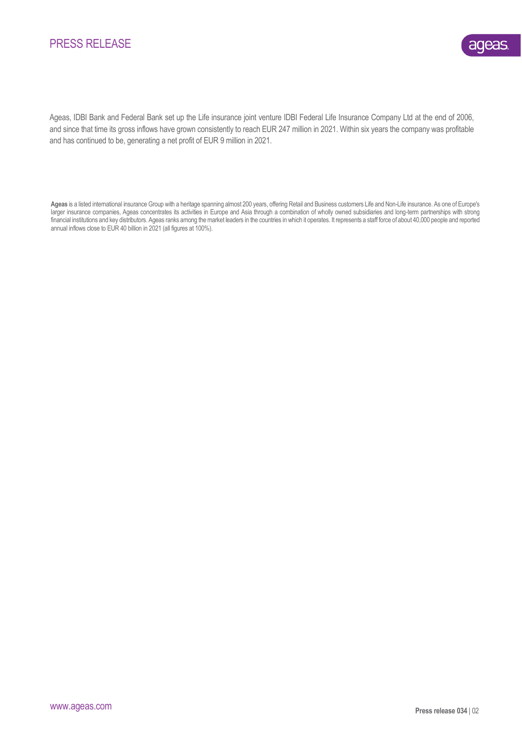Ageas, IDBI Bank and Federal Bank set up the Life insurance joint venture IDBI Federal Life Insurance Company Ltd at the end of 2006, and since that time its gross inflows have grown consistently to reach EUR 247 million in 2021. Within six years the company was profitable and has continued to be, generating a net profit of EUR 9 million in 2021.

**Ageas** is a listed international insurance Group with a heritage spanning almost 200 years, offering Retail and Business customers Life and Non-Life insurance. As one of Europe's larger insurance companies, Ageas concentrates its activities in Europe and Asia through a combination of wholly owned subsidiaries and long-term partnerships with strong financial institutions and key distributors. Ageas ranks among the market leaders in the countries in which it operates. It represents a staff force of about 40,000 people and reported annual inflows close to EUR 40 billion in 2021 (all figures at 100%).